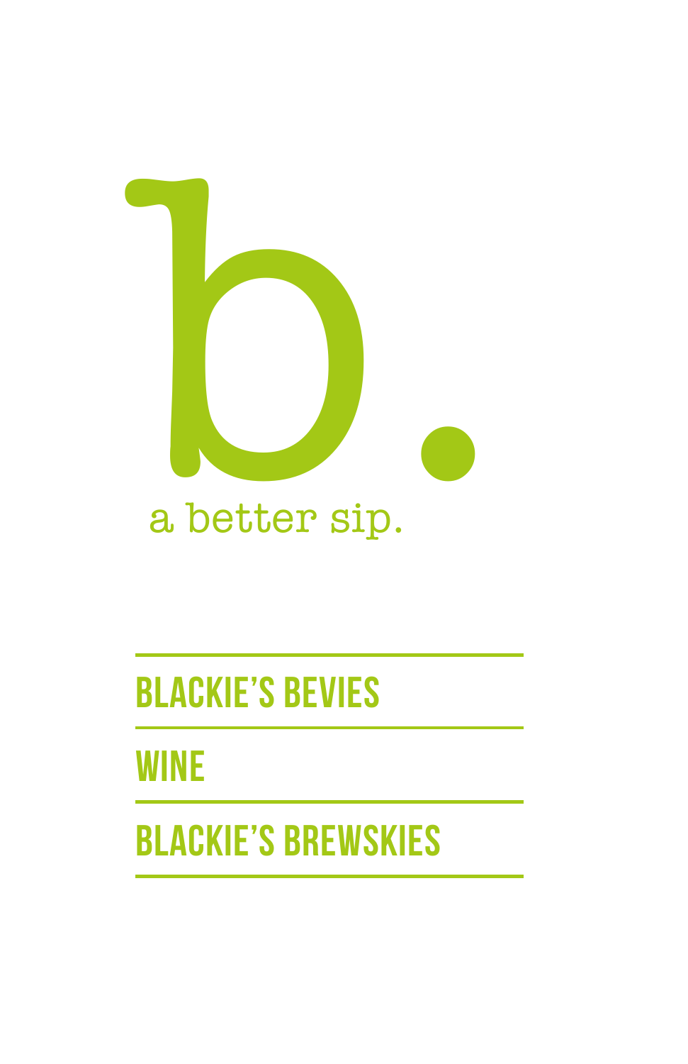# b.

a better sip.

---

## BLACKIE'S BEVIES

---

## WINE

---

## BLACKIE'S BREWSKIES

---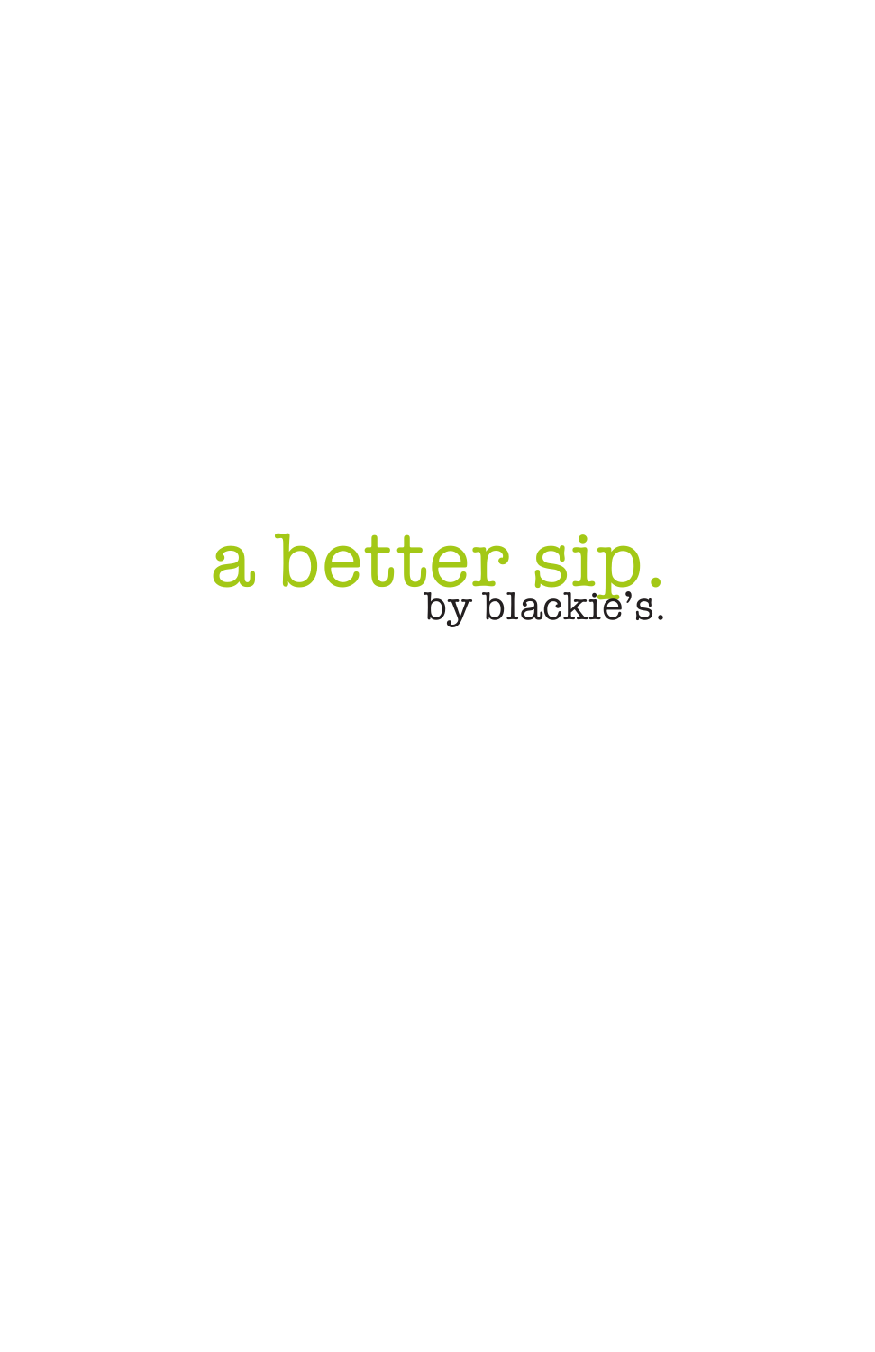# a better sip.

by blackie's.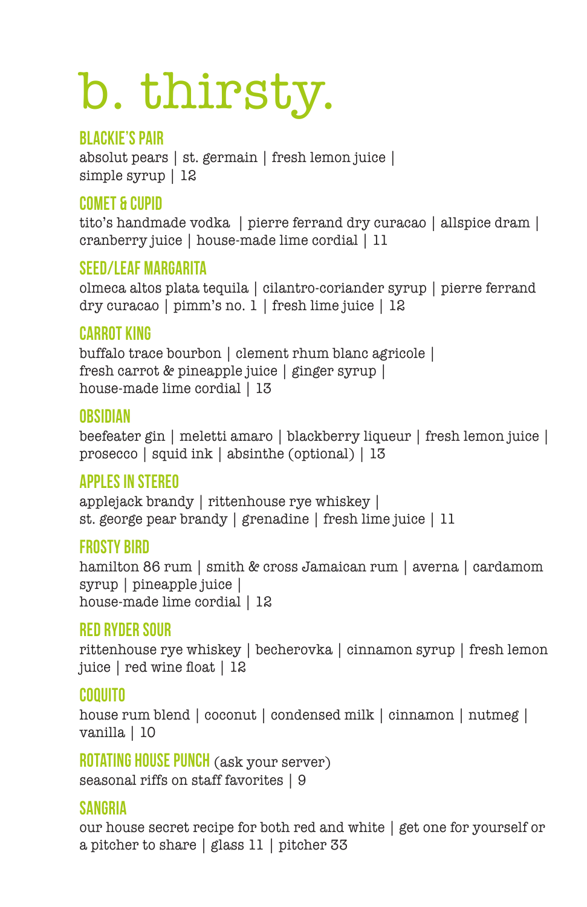# b. thirsty.

## BLACKIE'S PAIR

absolut pears | st. germain | fresh lemon juice | simple syrup | 12

## COMET & CUPID

tito's handmade vodka | pierre ferrand dry curacao | allspice dram | cranberry juice | house-made lime cordial | 11

## SEED/LEAF MARGARITA

olmeca altos plata tequila | cilantro-coriander syrup | pierre ferrand dry curacao | pimm's no. 1 | fresh lime juice | 12

## CARROT KING

buffalo trace bourbon | clement rhum blanc agricole | fresh carrot & pineapple juice | ginger syrup | house-made lime cordial | 13

## OBSIDIAN

beefeater gin | meletti amaro | blackberry liqueur | fresh lemon juice | prosecco | squid ink | absinthe (optional) | 13

## APPLES IN STEREO

applejack brandy | rittenhouse rye whiskey | st. george pear brandy | grenadine | fresh lime juice | 11

## FROSTY BIRD

hamilton 86 rum | smith & cross Jamaican rum | averna | cardamom syrup | pineapple juice | house-made lime cordial | 12

## RED RYDER SOUR

rittenhouse rye whiskey | becherovka | cinnamon syrup | fresh lemon juice | red wine float | 12

## COQUITO

house rum blend | coconut | condensed milk | cinnamon | nutmeg | vanilla | 10

## ROTATING HOUSE PUNCH (ask your server)

seasonal riffs on staff favorites | 9

## SANGRIA

our house secret recipe for both red and white | get one for yourself or a pitcher to share | glass 11 | pitcher 33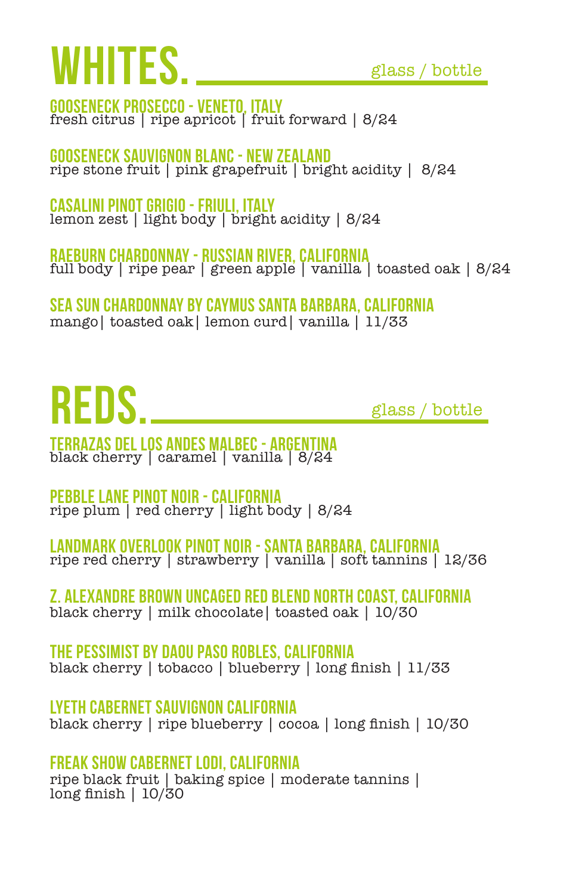# WHITES.

glass / bottle

**GOOSENECK PROSECCO - VENETO, ITALY**
fresh citrus | ripe apricot | fruit forward | 8/24

**GOOSENECK SAUVIGNON BLANC - NEW ZEALAND**
ripe stone fruit | pink grapefruit | bright acidity | 8/24

**CASALINI PINOT GRIGIO - FRIULI, ITALY**
lemon zest | light body | bright acidity | 8/24

**RAEBURN CHARDONNAY - RUSSIAN RIVER, CALIFORNIA**
full body | ripe pear | green apple | vanilla | toasted oak | 8/24

**SEA SUN CHARDONNAY BY CAYMUS SANTA BARBARA, CALIFORNIA**
mango| toasted oak| lemon curd| vanilla | 11/33

# REDS.

glass / bottle

**TERRAZAS DEL LOS ANDES MALBEC - ARGENTINA**
black cherry | caramel | vanilla | 8/24

**PEBBLE LANE PINOT NOIR - CALIFORNIA**
ripe plum | red cherry | light body | 8/24

**LANDMARK OVERLOOK PINOT NOIR - SANTA BARBARA, CALIFORNIA**
ripe red cherry | strawberry | vanilla | soft tannins | 12/36

**Z. ALEXANDRE BROWN UNCAGED RED BLEND NORTH COAST, CALIFORNIA**
black cherry | milk chocolate| toasted oak | 10/30

**THE PESSIMIST BY DAOU PASO ROBLES, CALIFORNIA**
black cherry | tobacco | blueberry | long finish | 11/33

**LYETH CABERNET SAUVIGNON CALIFORNIA**
black cherry | ripe blueberry | cocoa | long finish | 10/30

**FREAK SHOW CABERNET LODI, CALIFORNIA**
ripe black fruit | baking spice | moderate tannins | long finish | 10/30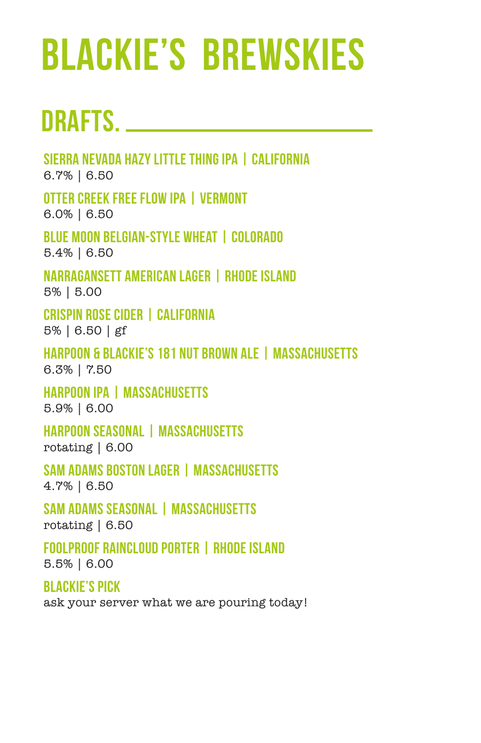# BLACKIE'S BREWSKIES

## DRAFTS.

### SIERRA NEVADA HAZY LITTLE THING IPA | CALIFORNIA
6.7% | 6.50

### OTTER CREEK FREE FLOW IPA | VERMONT
6.0% | 6.50

### BLUE MOON BELGIAN-STYLE WHEAT | COLORADO
5.4% | 6.50

### NARRAGANSETT AMERICAN LAGER | RHODE ISLAND
5% | 5.00

### CRISPIN ROSE CIDER | CALIFORNIA
5% | 6.50 | gf

### HARPOON & BLACKIE'S 181 NUT BROWN ALE | MASSACHUSETTS
6.3% | 7.50

### HARPOON IPA | MASSACHUSETTS
5.9% | 6.00

### HARPOON SEASONAL | MASSACHUSETTS
rotating | 6.00

### SAM ADAMS BOSTON LAGER | MASSACHUSETTS
4.7% | 6.50

### SAM ADAMS SEASONAL | MASSACHUSETTS
rotating | 6.50

### FOOLPROOF RAINCLOUD PORTER | RHODE ISLAND
5.5% | 6.00

### BLACKIE'S PICK
ask your server what we are pouring today!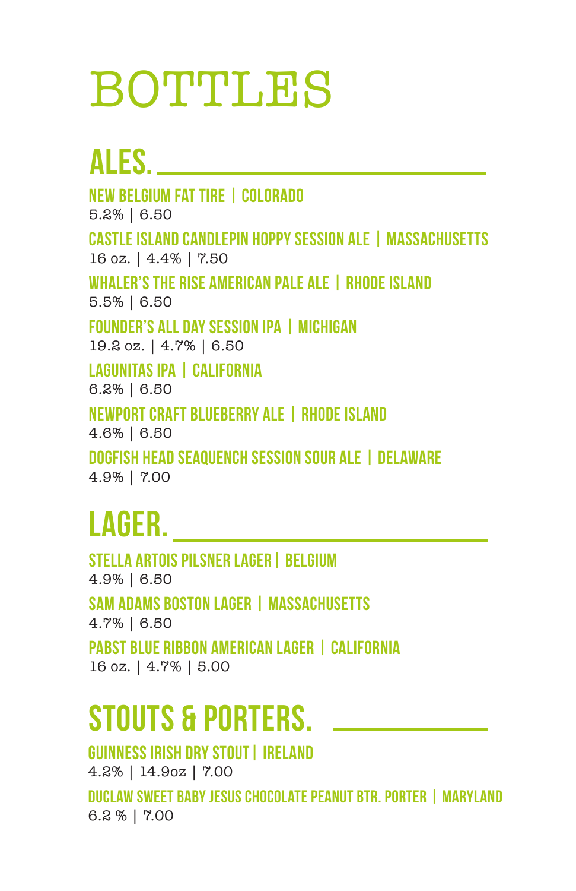# BOTTLES

## ALES.

**NEW BELGIUM FAT TIRE | COLORADO**
5.2% | 6.50

**CASTLE ISLAND CANDLEPIN HOPPY SESSION ALE | MASSACHUSETTS**
16 oz. | 4.4% | 7.50

**WHALER'S THE RISE AMERICAN PALE ALE | RHODE ISLAND**
5.5% | 6.50

**FOUNDER'S ALL DAY SESSION IPA | MICHIGAN**
19.2 oz. | 4.7% | 6.50

**LAGUNITAS IPA | CALIFORNIA**
6.2% | 6.50

**NEWPORT CRAFT BLUEBERRY ALE | RHODE ISLAND**
4.6% | 6.50

**DOGFISH HEAD SEAQUENCH SESSION SOUR ALE | DELAWARE**
4.9% | 7.00

## LAGER.

**STELLA ARTOIS PILSNER LAGER | BELGIUM**
4.9% | 6.50

**SAM ADAMS BOSTON LAGER | MASSACHUSETTS**
4.7% | 6.50

**PABST BLUE RIBBON AMERICAN LAGER | CALIFORNIA**
16 oz. | 4.7% | 5.00

## STOUTS & PORTERS.

**GUINNESS IRISH DRY STOUT | IRELAND**
4.2% | 14.9oz | 7.00

**DUCLAW SWEET BABY JESUS CHOCOLATE PEANUT BTR. PORTER | MARYLAND**
6.2 % | 7.00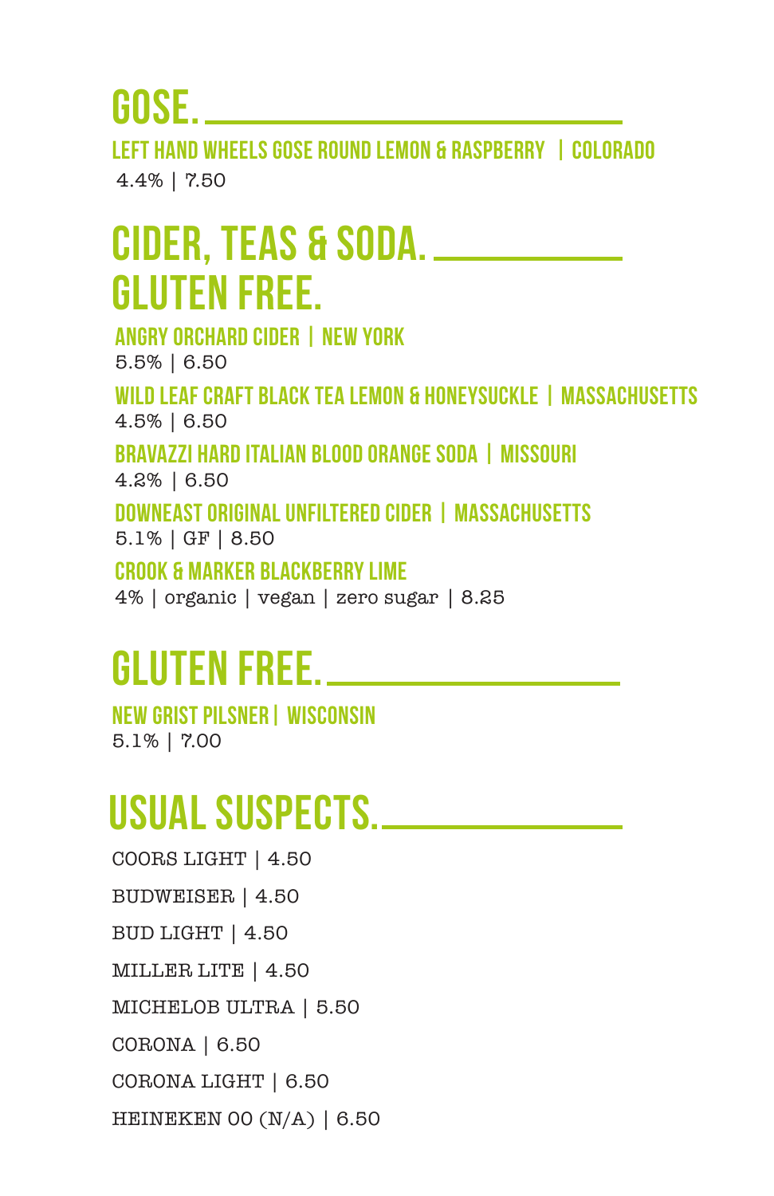# GOSE.

### LEFT HAND WHEELS GOSE ROUND LEMON & RASPBERRY | COLORADO

4.4% | 7.50

# CIDER, TEAS & SODA. GLUTEN FREE.

### ANGRY ORCHARD CIDER | NEW YORK

5.5% | 6.50

### WILD LEAF CRAFT BLACK TEA LEMON & HONEYSUCKLE | MASSACHUSETTS

4.5% | 6.50

### BRAVAZZI HARD ITALIAN BLOOD ORANGE SODA | MISSOURI

4.2% | 6.50

### DOWNEAST ORIGINAL UNFILTERED CIDER | MASSACHUSETTS

5.1% | GF | 8.50

### CROOK & MARKER BLACKBERRY LIME

4% | organic | vegan | zero sugar | 8.25

# GLUTEN FREE.

### NEW GRIST PILSNER | WISCONSIN

5.1% | 7.00

# USUAL SUSPECTS.

COORS LIGHT | 4.50

BUDWEISER | 4.50

BUD LIGHT | 4.50

MILLER LITE | 4.50

MICHELOB ULTRA | 5.50

CORONA | 6.50

CORONA LIGHT | 6.50

HEINEKEN 00 (N/A) | 6.50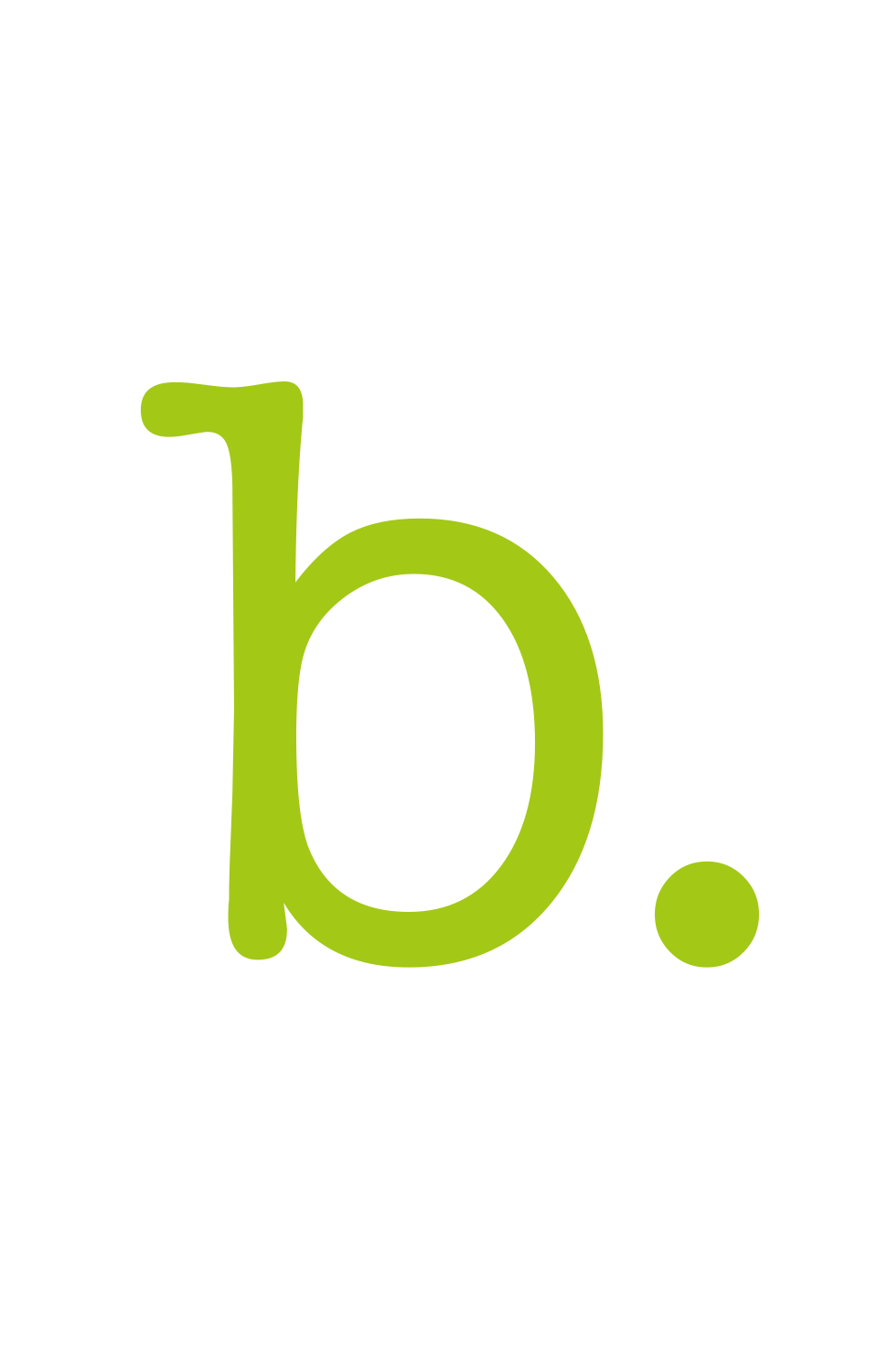b.